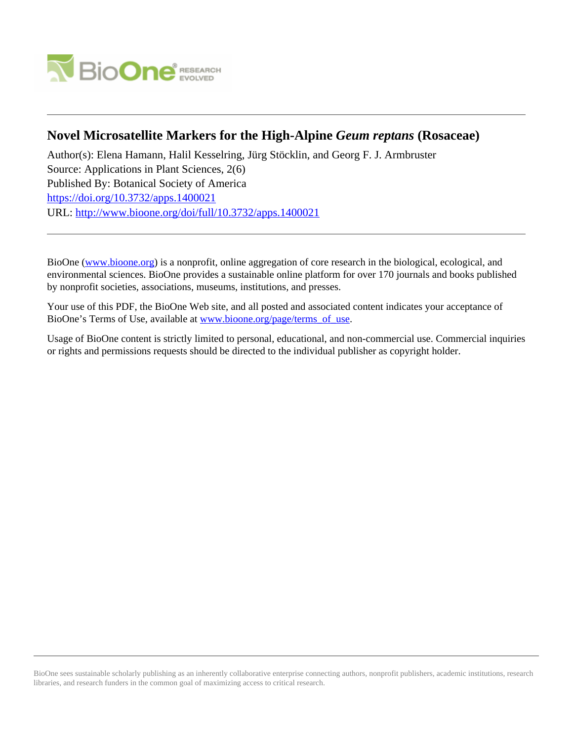# Novel Microsatellite Markers for the High-Alpine *Geum reptans* (Rosaceae)

Author(s): Elena Hamann, Halil Kesselring, Jürg Stöcklin, and Georg F. J. Armbruster
Source: Applications in Plant Sciences, 2(6)
Published By: Botanical Society of America
https://doi.org/10.3732/apps.1400021
URL: http://www.bioone.org/doi/full/10.3732/apps.1400021

---

BioOne (www.bioone.org) is a nonprofit, online aggregation of core research in the biological, ecological, and environmental sciences. BioOne provides a sustainable online platform for over 170 journals and books published by nonprofit societies, associations, museums, institutions, and presses.

Your use of this PDF, the BioOne Web site, and all posted and associated content indicates your acceptance of BioOne's Terms of Use, available at www.bioone.org/page/terms_of_use.

Usage of BioOne content is strictly limited to personal, educational, and non-commercial use. Commercial inquiries or rights and permissions requests should be directed to the individual publisher as copyright holder.

---

BioOne sees sustainable scholarly publishing as an inherently collaborative enterprise connecting authors, nonprofit publishers, academic institutions, research libraries, and research funders in the common goal of maximizing access to critical research.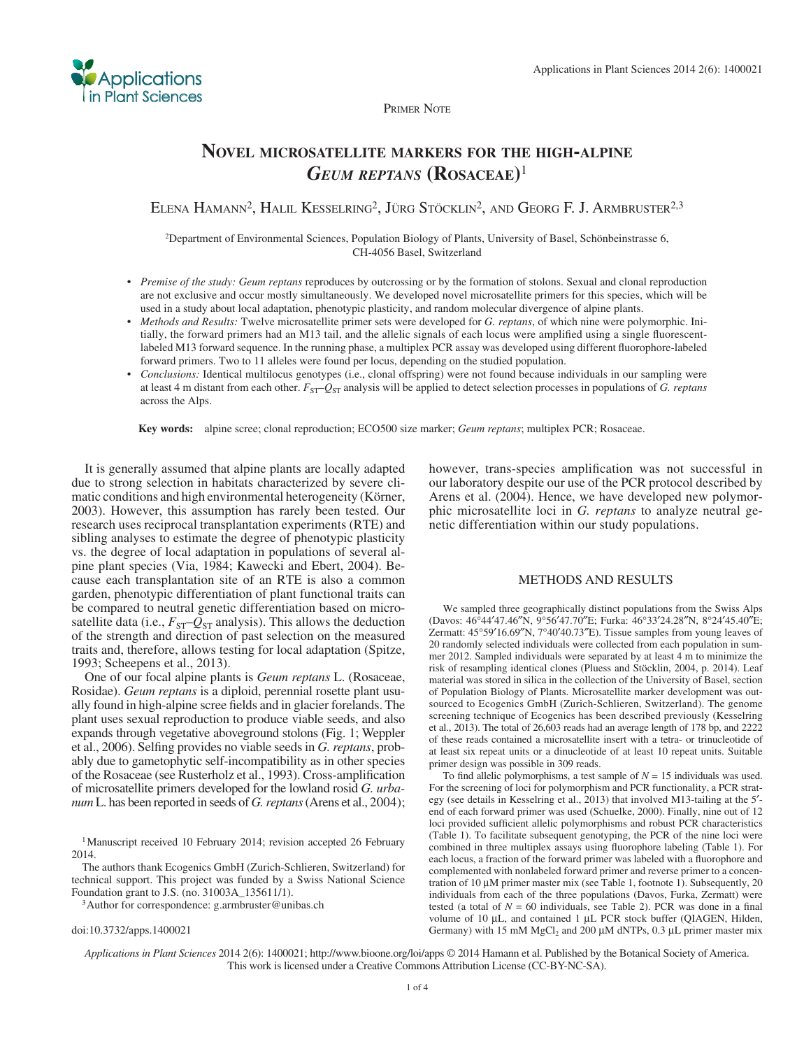PRIMER NOTE

# Novel microsatellite markers for the high-alpine *Geum reptans* (Rosaceae)[1]

Elena Hamann[2], Halil Kesselring[2], Jürg Stöcklin[2], and Georg F. J. Armbruster[2,3]

[2]Department of Environmental Sciences, Population Biology of Plants, University of Basel, Schönbeinstrasse 6, CH-4056 Basel, Switzerland

- *Premise of the study: Geum reptans* reproduces by outcrossing or by the formation of stolons. Sexual and clonal reproduction are not exclusive and occur mostly simultaneously. We developed novel microsatellite primers for this species, which will be used in a study about local adaptation, phenotypic plasticity, and random molecular divergence of alpine plants.
- *Methods and Results:* Twelve microsatellite primer sets were developed for *G. reptans*, of which nine were polymorphic. Initially, the forward primers had an M13 tail, and the allelic signals of each locus were amplified using a single fluorescent-labeled M13 forward sequence. In the running phase, a multiplex PCR assay was developed using different fluorophore-labeled forward primers. Two to 11 alleles were found per locus, depending on the studied population.
- *Conclusions:* Identical multilocus genotypes (i.e., clonal offspring) were not found because individuals in our sampling were at least 4 m distant from each other. $F_{ST}$–$Q_{ST}$ analysis will be applied to detect selection processes in populations of *G. reptans* across the Alps.

**Key words:** alpine scree; clonal reproduction; ECO500 size marker; *Geum reptans*; multiplex PCR; Rosaceae.

It is generally assumed that alpine plants are locally adapted due to strong selection in habitats characterized by severe climatic conditions and high environmental heterogeneity (Körner, 2003). However, this assumption has rarely been tested. Our research uses reciprocal transplantation experiments (RTE) and sibling analyses to estimate the degree of phenotypic plasticity vs. the degree of local adaptation in populations of several alpine plant species (Via, 1984; Kawecki and Ebert, 2004). Because each transplantation site of an RTE is also a common garden, phenotypic differentiation of plant functional traits can be compared to neutral genetic differentiation based on microsatellite data (i.e., $F_{ST}$–$Q_{ST}$ analysis). This allows the deduction of the strength and direction of past selection on the measured traits and, therefore, allows testing for local adaptation (Spitze, 1993; Scheepens et al., 2013).

One of our focal alpine plants is *Geum reptans* L. (Rosaceae, Rosidae). *Geum reptans* is a diploid, perennial rosette plant usually found in high-alpine scree fields and in glacier forelands. The plant uses sexual reproduction to produce viable seeds, and also expands through vegetative aboveground stolons (Fig. 1; Weppler et al., 2006). Selfing provides no viable seeds in *G. reptans*, probably due to gametophytic self-incompatibility as in other species of the Rosaceae (see Rusterholz et al., 1993). Cross-amplification of microsatellite primers developed for the lowland rosid *G. urbanum* L. has been reported in seeds of *G. reptans* (Arens et al., 2004); however, trans-species amplification was not successful in our laboratory despite our use of the PCR protocol described by Arens et al. (2004). Hence, we have developed new polymorphic microsatellite loci in *G. reptans* to analyze neutral genetic differentiation within our study populations.

## METHODS AND RESULTS

We sampled three geographically distinct populations from the Swiss Alps (Davos: 46°44′47.46″N, 9°56′47.70″E; Furka: 46°33′24.28″N, 8°24′45.40″E; Zermatt: 45°59′16.69″N, 7°40′40.73″E). Tissue samples from young leaves of 20 randomly selected individuals were collected from each population in summer 2012. Sampled individuals were separated by at least 4 m to minimize the risk of resampling identical clones (Pluess and Stöcklin, 2004, p. 2014). Leaf material was stored in silica in the collection of the University of Basel, section of Population Biology of Plants. Microsatellite marker development was outsourced to Ecogenics GmbH (Zurich-Schlieren, Switzerland). The genome screening technique of Ecogenics has been described previously (Kesselring et al., 2013). The total of 26,603 reads had an average length of 178 bp, and 2222 of these reads contained a microsatellite insert with a tetra- or trinucleotide of at least six repeat units or a dinucleotide of at least 10 repeat units. Suitable primer design was possible in 309 reads.

To find allelic polymorphisms, a test sample of $N$ = 15 individuals was used. For the screening of loci for polymorphism and PCR functionality, a PCR strategy (see details in Kesselring et al., 2013) that involved M13-tailing at the 5′-end of each forward primer was used (Schuelke, 2000). Finally, nine out of 12 loci provided sufficient allelic polymorphisms and robust PCR characteristics (Table 1). To facilitate subsequent genotyping, the PCR of the nine loci were combined in three multiplex assays using fluorophore labeling (Table 1). For each locus, a fraction of the forward primer was labeled with a fluorophore and complemented with nonlabeled forward primer and reverse primer to a concentration of 10 μM primer master mix (see Table 1, footnote 1). Subsequently, 20 individuals from each of the three populations (Davos, Furka, Zermatt) were tested (a total of $N$ = 60 individuals, see Table 2). PCR was done in a final volume of 10 μL, and contained 1 μL PCR stock buffer (QIAGEN, Hilden, Germany) with 15 mM $MgCl_2$ and 200 μM dNTPs, 0.3 μL primer master mix

[1]Manuscript received 10 February 2014; revision accepted 26 February 2014.

The authors thank Ecogenics GmbH (Zurich-Schlieren, Switzerland) for technical support. This project was funded by a Swiss National Science Foundation grant to J.S. (no. 31003A_135611/1).

[3]Author for correspondence: g.armbruster@unibas.ch

doi:10.3732/apps.1400021

*Applications in Plant Sciences* 2014 2(6): 1400021; http://www.bioone.org/loi/apps © 2014 Hamann et al. Published by the Botanical Society of America. This work is licensed under a Creative Commons Attribution License (CC-BY-NC-SA).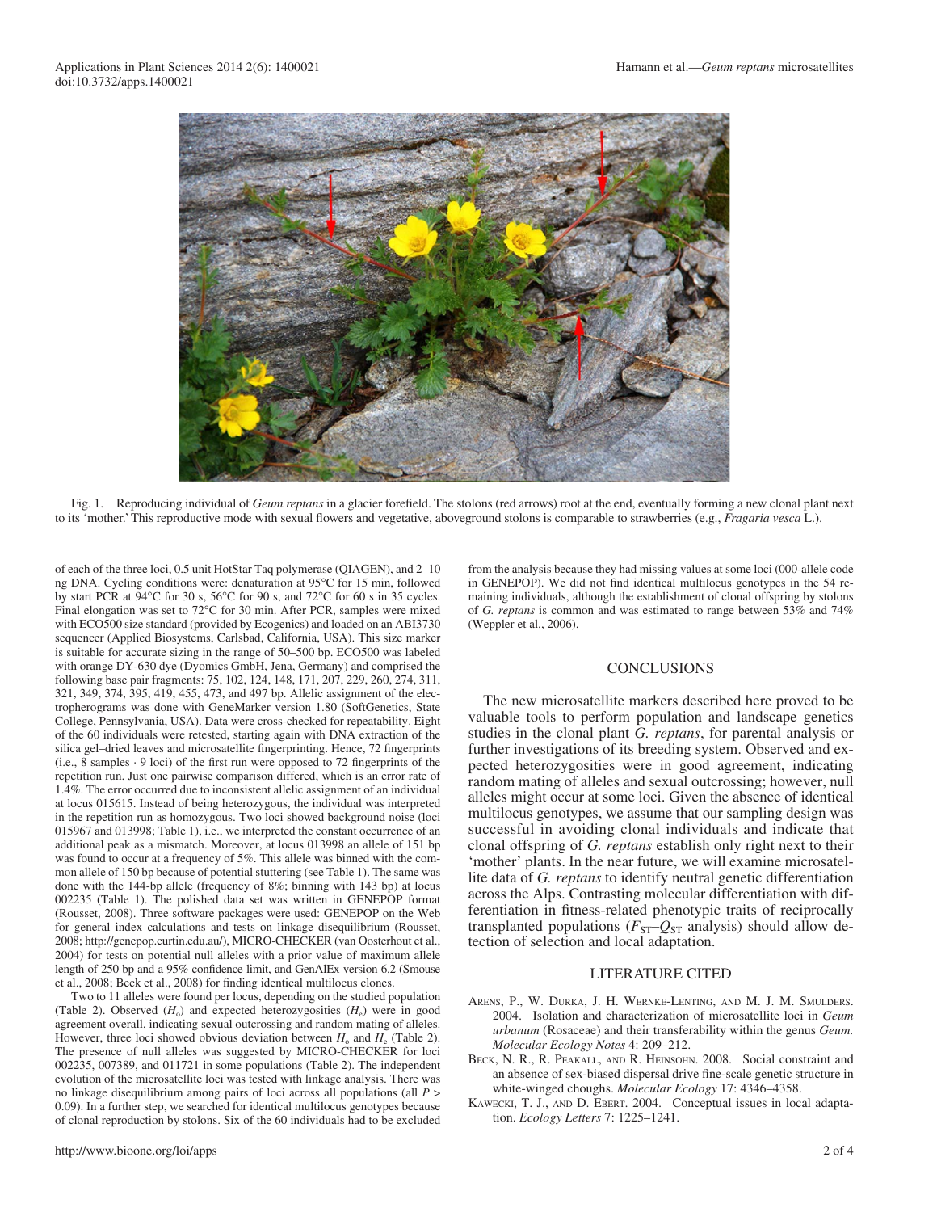Fig. 1. Reproducing individual of *Geum reptans* in a glacier forefield. The stolons (red arrows) root at the end, eventually forming a new clonal plant next to its 'mother.' This reproductive mode with sexual flowers and vegetative, aboveground stolons is comparable to strawberries (e.g., *Fragaria vesca* L.).

of each of the three loci, 0.5 unit HotStar Taq polymerase (QIAGEN), and 2–10 ng DNA. Cycling conditions were: denaturation at 95°C for 15 min, followed by start PCR at 94°C for 30 s, 56°C for 90 s, and 72°C for 60 s in 35 cycles. Final elongation was set to 72°C for 30 min. After PCR, samples were mixed with ECO500 size standard (provided by Ecogenics) and loaded on an ABI3730 sequencer (Applied Biosystems, Carlsbad, California, USA). This size marker is suitable for accurate sizing in the range of 50–500 bp. ECO500 was labeled with orange DY-630 dye (Dyomics GmbH, Jena, Germany) and comprised the following base pair fragments: 75, 102, 124, 148, 171, 207, 229, 260, 274, 311, 321, 349, 374, 395, 419, 455, 473, and 497 bp. Allelic assignment of the electropherograms was done with GeneMarker version 1.80 (SoftGenetics, State College, Pennsylvania, USA). Data were cross-checked for repeatability. Eight of the 60 individuals were retested, starting again with DNA extraction of the silica gel–dried leaves and microsatellite fingerprinting. Hence, 72 fingerprints (i.e., 8 samples · 9 loci) of the first run were opposed to 72 fingerprints of the repetition run. Just one pairwise comparison differed, which is an error rate of 1.4%. The error occurred due to inconsistent allelic assignment of an individual at locus 015615. Instead of being heterozygous, the individual was interpreted in the repetition run as homozygous. Two loci showed background noise (loci 015967 and 013998; Table 1), i.e., we interpreted the constant occurrence of an additional peak as a mismatch. Moreover, at locus 013998 an allele of 151 bp was found to occur at a frequency of 5%. This allele was binned with the common allele of 150 bp because of potential stuttering (see Table 1). The same was done with the 144-bp allele (frequency of 8%; binning with 143 bp) at locus 002235 (Table 1). The polished data set was written in GENEPOP format (Rousset, 2008). Three software packages were used: GENEPOP on the Web for general index calculations and tests on linkage disequilibrium (Rousset, 2008; http://genepop.curtin.edu.au/), MICRO-CHECKER (van Oosterhout et al., 2004) for tests on potential null alleles with a prior value of maximum allele length of 250 bp and a 95% confidence limit, and GenAlEx version 6.2 (Smouse et al., 2008; Beck et al., 2008) for finding identical multilocus clones.

Two to 11 alleles were found per locus, depending on the studied population (Table 2). Observed ($H_o$) and expected heterozygosities ($H_e$) were in good agreement overall, indicating sexual outcrossing and random mating of alleles. However, three loci showed obvious deviation between $H_o$ and $H_e$ (Table 2). The presence of null alleles was suggested by MICRO-CHECKER for loci 002235, 007389, and 011721 in some populations (Table 2). The independent evolution of the microsatellite loci was tested with linkage analysis. There was no linkage disequilibrium among pairs of loci across all populations (all $P >$ 0.09). In a further step, we searched for identical multilocus genotypes because of clonal reproduction by stolons. Six of the 60 individuals had to be excluded from the analysis because they had missing values at some loci (000-allele code in GENEPOP). We did not find identical multilocus genotypes in the 54 remaining individuals, although the establishment of clonal offspring by stolons of *G. reptans* is common and was estimated to range between 53% and 74% (Weppler et al., 2006).

## CONCLUSIONS

The new microsatellite markers described here proved to be valuable tools to perform population and landscape genetics studies in the clonal plant *G. reptans*, for parental analysis or further investigations of its breeding system. Observed and expected heterozygosities were in good agreement, indicating random mating of alleles and sexual outcrossing; however, null alleles might occur at some loci. Given the absence of identical multilocus genotypes, we assume that our sampling design was successful in avoiding clonal individuals and indicate that clonal offspring of *G. reptans* establish only right next to their 'mother' plants. In the near future, we will examine microsatellite data of *G. reptans* to identify neutral genetic differentiation across the Alps. Contrasting molecular differentiation with differentiation in fitness-related phenotypic traits of reciprocally transplanted populations ($F_{ST}$–$Q_{ST}$ analysis) should allow detection of selection and local adaptation.

## LITERATURE CITED

Arens, P., W. Durka, J. H. Wernke-Lenting, and M. J. M. Smulders. 2004. Isolation and characterization of microsatellite loci in *Geum urbanum* (Rosaceae) and their transferability within the genus *Geum*. *Molecular Ecology Notes* 4: 209–212.

Beck, N. R., R. Peakall, and R. Heinsohn. 2008. Social constraint and an absence of sex-biased dispersal drive fine-scale genetic structure in white-winged choughs. *Molecular Ecology* 17: 4346–4358.

Kawecki, T. J., and D. Ebert. 2004. Conceptual issues in local adaptation. *Ecology Letters* 7: 1225–1241.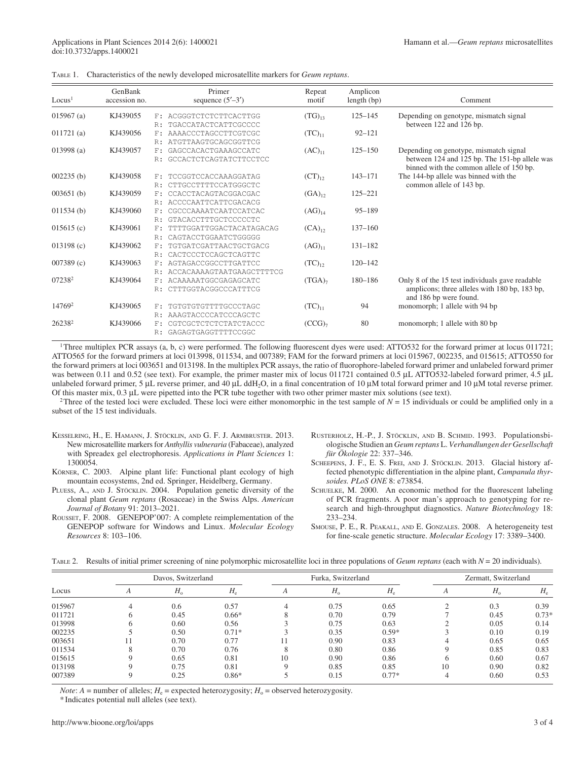TABLE 1. Characteristics of the newly developed microsatellite markers for *Geum reptans*.

| Locus[1] | GenBank accession no. | Primer sequence (5′–3′) | Repeat motif | Amplicon length (bp) | Comment |
|---|---|---|---|---|---|
| 015967 (a) | KJ439055 | F: ACGGGTCTCTCTTCACTTGG<br>R: TGACCATACTCATTCGCCCC | $(TG)_{13}$ | 125–145 | Depending on genotype, mismatch signal between 122 and 126 bp. |
| 011721 (a) | KJ439056 | F: AAAACCCTAGCCTTCGTCGC<br>R: ATGTTAAGTGCAGCGGTTCG | $(TC)_{11}$ | 92–121 | |
| 013998 (a) | KJ439057 | F: GAGCCACACTGAAAGCCATC<br>R: GCCACTCTCAGTATCTTCCTCC | $(AC)_{11}$ | 125–150 | Depending on genotype, mismatch signal between 124 and 125 bp. The 151-bp allele was binned with the common allele of 150 bp. |
| 002235 (b) | KJ439058 | F: TCCGGTCCACCAAAGGATAG<br>R: CTTGCCTTTTCCATGGGCTC | $(CT)_{12}$ | 143–171 | The 144-bp allele was binned with the common allele of 143 bp. |
| 003651 (b) | KJ439059 | F: CCACCTACAGTACGGACGAC<br>R: ACCCCAATTCATTCGACACG | $(GA)_{12}$ | 125–221 | |
| 011534 (b) | KJ439060 | F: CGCCCAAAATCAATCCATCAC<br>R: GTACACCTTTGCTCCCCCTC | $(AG)_{14}$ | 95–189 | |
| 015615 (c) | KJ439061 | F: TTTTGGATTGGACTACATAGACAG<br>R: CAGTACCTGGAATCTGGGGG | $(CA)_{12}$ | 137–160 | |
| 013198 (c) | KJ439062 | F: TGTGATCGATTAACTGCTGACG<br>R: CACTCCCTCCAGCTCAGTTC | $(AG)_{11}$ | 131–182 | |
| 007389 (c) | KJ439063 | F: AGTAGACCGGCCTTGATTCC<br>R: ACCACAAAAGTAATGAAGCTTTTCG | $(TC)_{12}$ | 120–142 | |
| 07238[2] | KJ439064 | F: ACAAAAATGGCGAGAGCATC<br>R: CTTTGGTACGGCCCATTTCG | $(TGA)_{7}$ | 180–186 | Only 8 of the 15 test individuals gave readable amplicons; three alleles with 180 bp, 183 bp, and 186 bp were found. |
| 14769[2] | KJ439065 | F: TGTGTGTGTTTTGCCCTAGC<br>R: AAAGTACCCCATCCCAGCTC | $(TC)_{11}$ | 94 | monomorph; 1 allele with 94 bp |
| 26238[2] | KJ439066 | F: CGTCGCTCTCTCTATCTACCC<br>R: GAGAGTGAGGTTTTCCGGC | $(CCG)_{7}$ | 80 | monomorph; 1 allele with 80 bp |

[1] Three multiplex PCR assays (a, b, c) were performed. The following fluorescent dyes were used: ATTO532 for the forward primer at locus 011721; ATTO565 for the forward primers at loci 013998, 011534, and 007389; FAM for the forward primers at loci 015967, 002235, and 015615; ATTO550 for the forward primers at loci 003651 and 013198. In the multiplex PCR assays, the ratio of fluorophore-labeled forward primer and unlabeled forward primer was between 0.11 and 0.52 (see text). For example, the primer master mix of locus 011721 contained 0.5 μL ATTO532-labeled forward primer, 4.5 μL unlabeled forward primer, 5 μL reverse primer, and 40 μL dd$H_2O$, in a final concentration of 10 μM total forward primer and 10 μM total reverse primer. Of this master mix, 0.3 μL were pipetted into the PCR tube together with two other primer master mix solutions (see text).

[2] Three of the tested loci were excluded. These loci were either monomorphic in the test sample of $N = 15$ individuals or could be amplified only in a subset of the 15 test individuals.

KESSELRING, H., E. HAMANN, J. STÖCKLIN, AND G. F. J. ARMBRUSTER. 2013. New microsatellite markers for *Anthyllis vulneraria* (Fabaceae), analyzed with Spreadex gel electrophoresis. *Applications in Plant Sciences* 1: 1300054.

KÖRNER, C. 2003. Alpine plant life: Functional plant ecology of high mountain ecosystems, 2nd ed. Springer, Heidelberg, Germany.

PLUESS, A., AND J. STÖCKLIN. 2004. Population genetic diversity of the clonal plant *Geum reptans* (Rosaceae) in the Swiss Alps. *American Journal of Botany* 91: 2013–2021.

ROUSSET, F. 2008. GENEPOP'007: A complete reimplementation of the GENEPOP software for Windows and Linux. *Molecular Ecology Resources* 8: 103–106.

RUSTERHOLZ, H.-P., J. STÖCKLIN, AND B. SCHMID. 1993. Populationsbiologische Studien an *Geum reptans* L. *Verhandlungen der Gesellschaft für Ökologie* 22: 337–346.

SCHEEPENS, J. F., E. S. FREI, AND J. STÖCKLIN. 2013. Glacial history affected phenotypic differentiation in the alpine plant, *Campanula thyrsoides*. *PLoS ONE* 8: e73854.

SCHUELKE, M. 2000. An economic method for the fluorescent labeling of PCR fragments. A poor man's approach to genotyping for research and high-throughput diagnostics. *Nature Biotechnology* 18: 233–234.

SMOUSE, P. E., R. PEAKALL, AND E. GONZALES. 2008. A heterogeneity test for fine-scale genetic structure. *Molecular Ecology* 17: 3389–3400.

TABLE 2. Results of initial primer screening of nine polymorphic microsatellite loci in three populations of *Geum reptans* (each with $N = 20$ individuals).

| Locus | Davos, Switzerland | | | Furka, Switzerland | | | Zermatt, Switzerland | | |
|---|---|---|---|---|---|---|---|---|---|
| | $A$ | $H_o$ | $H_e$ | $A$ | $H_o$ | $H_e$ | $A$ | $H_o$ | $H_e$ |
| 015967 | 4 | 0.6 | 0.57 | 4 | 0.75 | 0.65 | 2 | 0.3 | 0.39 |
| 011721 | 6 | 0.45 | 0.66* | 8 | 0.70 | 0.79 | 7 | 0.45 | 0.73* |
| 013998 | 6 | 0.60 | 0.56 | 3 | 0.75 | 0.63 | 2 | 0.05 | 0.14 |
| 002235 | 5 | 0.50 | 0.71* | 3 | 0.35 | 0.59* | 3 | 0.10 | 0.19 |
| 003651 | 11 | 0.70 | 0.77 | 11 | 0.90 | 0.83 | 4 | 0.65 | 0.65 |
| 011534 | 8 | 0.70 | 0.76 | 8 | 0.80 | 0.86 | 9 | 0.85 | 0.83 |
| 015615 | 9 | 0.65 | 0.81 | 10 | 0.90 | 0.86 | 6 | 0.60 | 0.67 |
| 013198 | 9 | 0.75 | 0.81 | 9 | 0.85 | 0.85 | 10 | 0.90 | 0.82 |
| 007389 | 9 | 0.25 | 0.86* | 5 | 0.15 | 0.77* | 4 | 0.60 | 0.53 |

*Note*: $A$ = number of alleles; $H_e$ = expected heterozygosity; $H_o$ = observed heterozygosity.

* Indicates potential null alleles (see text).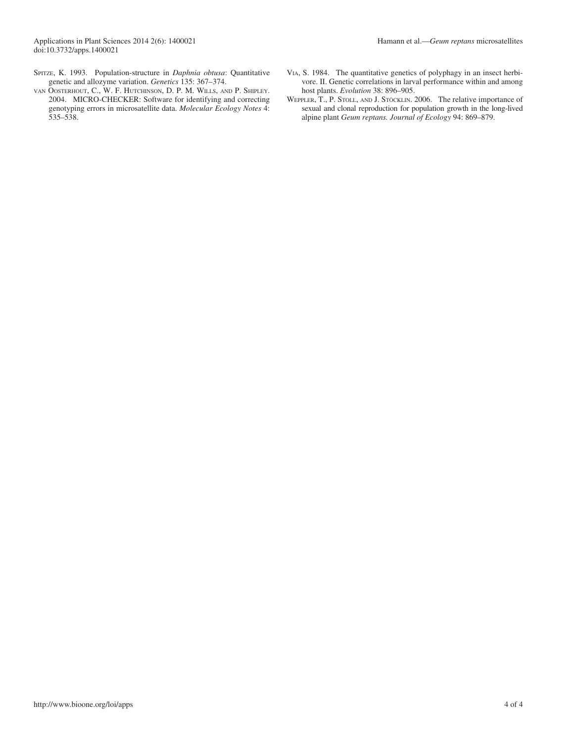Spitze, K. 1993. Population-structure in *Daphnia obtusa*: Quantitative genetic and allozyme variation. *Genetics* 135: 367–374.

van Oosterhout, C., W. F. Hutchinson, D. P. M. Wills, and P. Shipley. 2004. MICRO-CHECKER: Software for identifying and correcting genotyping errors in microsatellite data. *Molecular Ecology Notes* 4: 535–538.

Via, S. 1984. The quantitative genetics of polyphagy in an insect herbivore. II. Genetic correlations in larval performance within and among host plants. *Evolution* 38: 896–905.

Weppler, T., P. Stoll, and J. Stöcklin. 2006. The relative importance of sexual and clonal reproduction for population growth in the long-lived alpine plant *Geum reptans*. *Journal of Ecology* 94: 869–879.